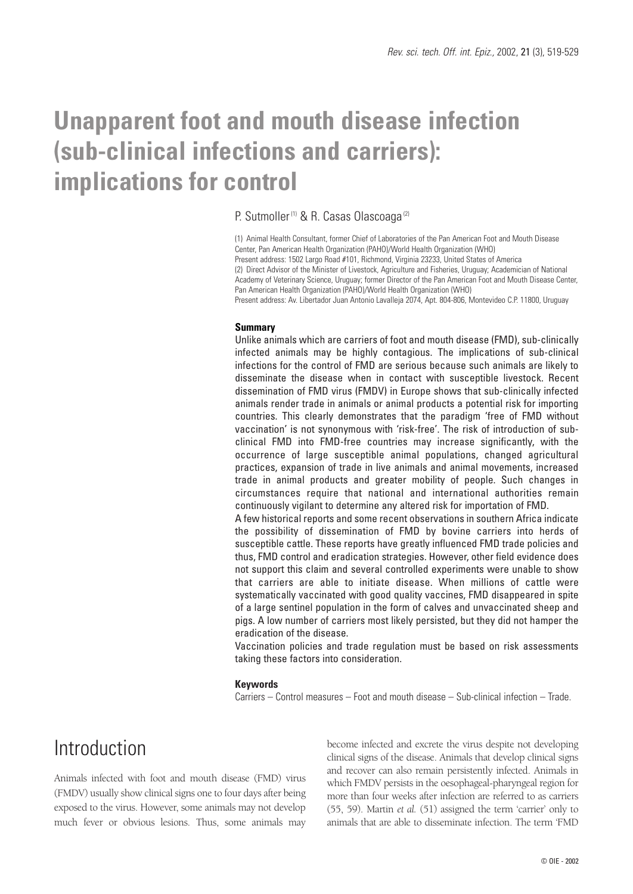# Unapparent foot and mouth disease infection (sub-clinical infections and carriers): implications for control

P. Sutmoller [1] & R. Casas Olascoaga [2]

(1) Animal Health Consultant, former Chief of Laboratories of the Pan American Foot and Mouth Disease Center, Pan American Health Organization (PAHO)/World Health Organization (WHO)
Present address: 1502 Largo Road #101, Richmond, Virginia 23233, United States of America
(2) Direct Advisor of the Minister of Livestock, Agriculture and Fisheries, Uruguay; Academician of National Academy of Veterinary Science, Uruguay; former Director of the Pan American Foot and Mouth Disease Center, Pan American Health Organization (PAHO)/World Health Organization (WHO)
Present address: Av. Libertador Juan Antonio Lavalleja 2074, Apt. 804-806, Montevideo C.P. 11800, Uruguay

**Summary**

Unlike animals which are carriers of foot and mouth disease (FMD), sub-clinically infected animals may be highly contagious. The implications of sub-clinical infections for the control of FMD are serious because such animals are likely to disseminate the disease when in contact with susceptible livestock. Recent dissemination of FMD virus (FMDV) in Europe shows that sub-clinically infected animals render trade in animals or animal products a potential risk for importing countries. This clearly demonstrates that the paradigm 'free of FMD without vaccination' is not synonymous with 'risk-free'. The risk of introduction of sub-clinical FMD into FMD-free countries may increase significantly, with the occurrence of large susceptible animal populations, changed agricultural practices, expansion of trade in live animals and animal movements, increased trade in animal products and greater mobility of people. Such changes in circumstances require that national and international authorities remain continuously vigilant to determine any altered risk for importation of FMD.

A few historical reports and some recent observations in southern Africa indicate the possibility of dissemination of FMD by bovine carriers into herds of susceptible cattle. These reports have greatly influenced FMD trade policies and thus, FMD control and eradication strategies. However, other field evidence does not support this claim and several controlled experiments were unable to show that carriers are able to initiate disease. When millions of cattle were systematically vaccinated with good quality vaccines, FMD disappeared in spite of a large sentinel population in the form of calves and unvaccinated sheep and pigs. A low number of carriers most likely persisted, but they did not hamper the eradication of the disease.

Vaccination policies and trade regulation must be based on risk assessments taking these factors into consideration.

**Keywords**

Carriers – Control measures – Foot and mouth disease – Sub-clinical infection – Trade.

## Introduction

Animals infected with foot and mouth disease (FMD) virus (FMDV) usually show clinical signs one to four days after being exposed to the virus. However, some animals may not develop much fever or obvious lesions. Thus, some animals may become infected and excrete the virus despite not developing clinical signs of the disease. Animals that develop clinical signs and recover can also remain persistently infected. Animals in which FMDV persists in the oesophageal-pharyngeal region for more than four weeks after infection are referred to as carriers (55, 59). Martin *et al.* (51) assigned the term 'carrier' only to animals that are able to disseminate infection. The term 'FMD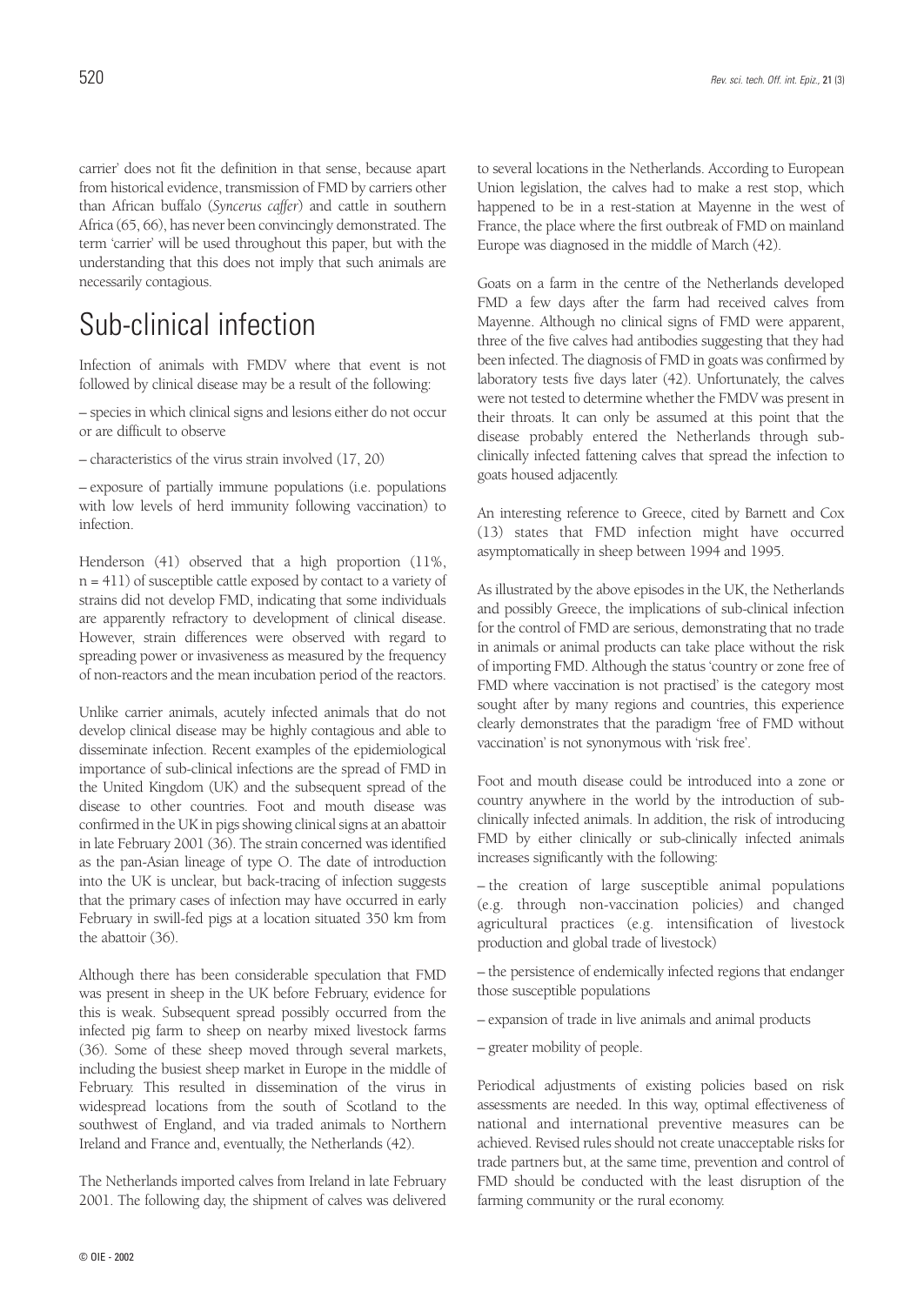carrier' does not fit the definition in that sense, because apart from historical evidence, transmission of FMD by carriers other than African buffalo (*Syncerus caffer*) and cattle in southern Africa (65, 66), has never been convincingly demonstrated. The term 'carrier' will be used throughout this paper, but with the understanding that this does not imply that such animals are necessarily contagious.

# Sub-clinical infection

Infection of animals with FMDV where that event is not followed by clinical disease may be a result of the following:

– species in which clinical signs and lesions either do not occur or are difficult to observe

– characteristics of the virus strain involved (17, 20)

– exposure of partially immune populations (i.e. populations with low levels of herd immunity following vaccination) to infection.

Henderson (41) observed that a high proportion (11%, n = 411) of susceptible cattle exposed by contact to a variety of strains did not develop FMD, indicating that some individuals are apparently refractory to development of clinical disease. However, strain differences were observed with regard to spreading power or invasiveness as measured by the frequency of non-reactors and the mean incubation period of the reactors.

Unlike carrier animals, acutely infected animals that do not develop clinical disease may be highly contagious and able to disseminate infection. Recent examples of the epidemiological importance of sub-clinical infections are the spread of FMD in the United Kingdom (UK) and the subsequent spread of the disease to other countries. Foot and mouth disease was confirmed in the UK in pigs showing clinical signs at an abattoir in late February 2001 (36). The strain concerned was identified as the pan-Asian lineage of type O. The date of introduction into the UK is unclear, but back-tracing of infection suggests that the primary cases of infection may have occurred in early February in swill-fed pigs at a location situated 350 km from the abattoir (36).

Although there has been considerable speculation that FMD was present in sheep in the UK before February, evidence for this is weak. Subsequent spread possibly occurred from the infected pig farm to sheep on nearby mixed livestock farms (36). Some of these sheep moved through several markets, including the busiest sheep market in Europe in the middle of February. This resulted in dissemination of the virus in widespread locations from the south of Scotland to the southwest of England, and via traded animals to Northern Ireland and France and, eventually, the Netherlands (42).

The Netherlands imported calves from Ireland in late February 2001. The following day, the shipment of calves was delivered to several locations in the Netherlands. According to European Union legislation, the calves had to make a rest stop, which happened to be in a rest-station at Mayenne in the west of France, the place where the first outbreak of FMD on mainland Europe was diagnosed in the middle of March (42).

Goats on a farm in the centre of the Netherlands developed FMD a few days after the farm had received calves from Mayenne. Although no clinical signs of FMD were apparent, three of the five calves had antibodies suggesting that they had been infected. The diagnosis of FMD in goats was confirmed by laboratory tests five days later (42). Unfortunately, the calves were not tested to determine whether the FMDV was present in their throats. It can only be assumed at this point that the disease probably entered the Netherlands through sub-clinically infected fattening calves that spread the infection to goats housed adjacently.

An interesting reference to Greece, cited by Barnett and Cox (13) states that FMD infection might have occurred asymptomatically in sheep between 1994 and 1995.

As illustrated by the above episodes in the UK, the Netherlands and possibly Greece, the implications of sub-clinical infection for the control of FMD are serious, demonstrating that no trade in animals or animal products can take place without the risk of importing FMD. Although the status 'country or zone free of FMD where vaccination is not practised' is the category most sought after by many regions and countries, this experience clearly demonstrates that the paradigm 'free of FMD without vaccination' is not synonymous with 'risk free'.

Foot and mouth disease could be introduced into a zone or country anywhere in the world by the introduction of sub-clinically infected animals. In addition, the risk of introducing FMD by either clinically or sub-clinically infected animals increases significantly with the following:

– the creation of large susceptible animal populations (e.g. through non-vaccination policies) and changed agricultural practices (e.g. intensification of livestock production and global trade of livestock)

– the persistence of endemically infected regions that endanger those susceptible populations

– expansion of trade in live animals and animal products

– greater mobility of people.

Periodical adjustments of existing policies based on risk assessments are needed. In this way, optimal effectiveness of national and international preventive measures can be achieved. Revised rules should not create unacceptable risks for trade partners but, at the same time, prevention and control of FMD should be conducted with the least disruption of the farming community or the rural economy.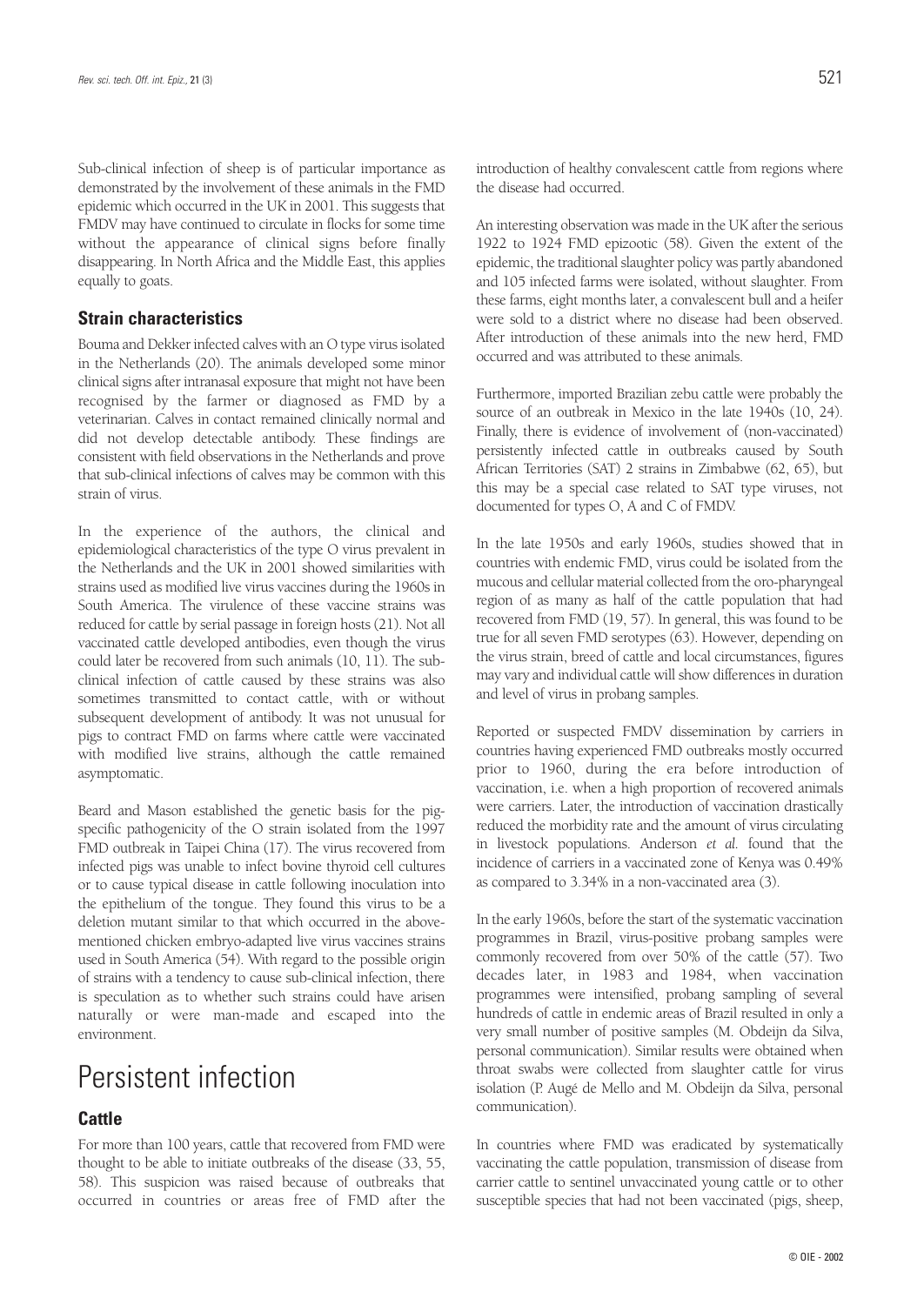Sub-clinical infection of sheep is of particular importance as demonstrated by the involvement of these animals in the FMD epidemic which occurred in the UK in 2001. This suggests that FMDV may have continued to circulate in flocks for some time without the appearance of clinical signs before finally disappearing. In North Africa and the Middle East, this applies equally to goats.

### Strain characteristics

Bouma and Dekker infected calves with an O type virus isolated in the Netherlands (20). The animals developed some minor clinical signs after intranasal exposure that might not have been recognised by the farmer or diagnosed as FMD by a veterinarian. Calves in contact remained clinically normal and did not develop detectable antibody. These findings are consistent with field observations in the Netherlands and prove that sub-clinical infections of calves may be common with this strain of virus.

In the experience of the authors, the clinical and epidemiological characteristics of the type O virus prevalent in the Netherlands and the UK in 2001 showed similarities with strains used as modified live virus vaccines during the 1960s in South America. The virulence of these vaccine strains was reduced for cattle by serial passage in foreign hosts (21). Not all vaccinated cattle developed antibodies, even though the virus could later be recovered from such animals (10, 11). The sub-clinical infection of cattle caused by these strains was also sometimes transmitted to contact cattle, with or without subsequent development of antibody. It was not unusual for pigs to contract FMD on farms where cattle were vaccinated with modified live strains, although the cattle remained asymptomatic.

Beard and Mason established the genetic basis for the pig-specific pathogenicity of the O strain isolated from the 1997 FMD outbreak in Taipei China (17). The virus recovered from infected pigs was unable to infect bovine thyroid cell cultures or to cause typical disease in cattle following inoculation into the epithelium of the tongue. They found this virus to be a deletion mutant similar to that which occurred in the above-mentioned chicken embryo-adapted live virus vaccines strains used in South America (54). With regard to the possible origin of strains with a tendency to cause sub-clinical infection, there is speculation as to whether such strains could have arisen naturally or were man-made and escaped into the environment.

## Persistent infection

### Cattle

For more than 100 years, cattle that recovered from FMD were thought to be able to initiate outbreaks of the disease (33, 55, 58). This suspicion was raised because of outbreaks that occurred in countries or areas free of FMD after the introduction of healthy convalescent cattle from regions where the disease had occurred.

An interesting observation was made in the UK after the serious 1922 to 1924 FMD epizootic (58). Given the extent of the epidemic, the traditional slaughter policy was partly abandoned and 105 infected farms were isolated, without slaughter. From these farms, eight months later, a convalescent bull and a heifer were sold to a district where no disease had been observed. After introduction of these animals into the new herd, FMD occurred and was attributed to these animals.

Furthermore, imported Brazilian zebu cattle were probably the source of an outbreak in Mexico in the late 1940s (10, 24). Finally, there is evidence of involvement of (non-vaccinated) persistently infected cattle in outbreaks caused by South African Territories (SAT) 2 strains in Zimbabwe (62, 65), but this may be a special case related to SAT type viruses, not documented for types O, A and C of FMDV.

In the late 1950s and early 1960s, studies showed that in countries with endemic FMD, virus could be isolated from the mucous and cellular material collected from the oro-pharyngeal region of as many as half of the cattle population that had recovered from FMD (19, 57). In general, this was found to be true for all seven FMD serotypes (63). However, depending on the virus strain, breed of cattle and local circumstances, figures may vary and individual cattle will show differences in duration and level of virus in probang samples.

Reported or suspected FMDV dissemination by carriers in countries having experienced FMD outbreaks mostly occurred prior to 1960, during the era before introduction of vaccination, i.e. when a high proportion of recovered animals were carriers. Later, the introduction of vaccination drastically reduced the morbidity rate and the amount of virus circulating in livestock populations. Anderson *et al.* found that the incidence of carriers in a vaccinated zone of Kenya was 0.49% as compared to 3.34% in a non-vaccinated area (3).

In the early 1960s, before the start of the systematic vaccination programmes in Brazil, virus-positive probang samples were commonly recovered from over 50% of the cattle (57). Two decades later, in 1983 and 1984, when vaccination programmes were intensified, probang sampling of several hundreds of cattle in endemic areas of Brazil resulted in only a very small number of positive samples (M. Obdeijn da Silva, personal communication). Similar results were obtained when throat swabs were collected from slaughter cattle for virus isolation (P. Augé de Mello and M. Obdeijn da Silva, personal communication).

In countries where FMD was eradicated by systematically vaccinating the cattle population, transmission of disease from carrier cattle to sentinel unvaccinated young cattle or to other susceptible species that had not been vaccinated (pigs, sheep,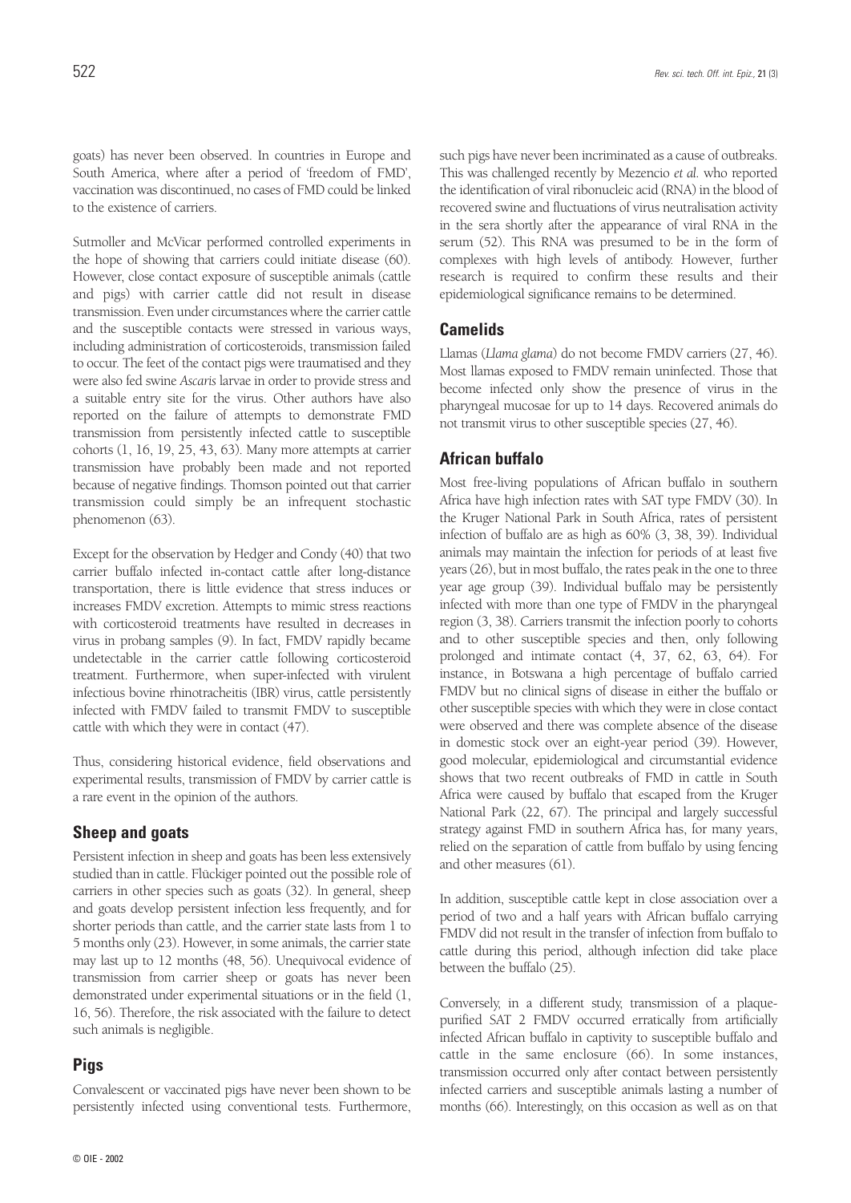goats) has never been observed. In countries in Europe and South America, where after a period of 'freedom of FMD', vaccination was discontinued, no cases of FMD could be linked to the existence of carriers.

Sutmoller and McVicar performed controlled experiments in the hope of showing that carriers could initiate disease (60). However, close contact exposure of susceptible animals (cattle and pigs) with carrier cattle did not result in disease transmission. Even under circumstances where the carrier cattle and the susceptible contacts were stressed in various ways, including administration of corticosteroids, transmission failed to occur. The feet of the contact pigs were traumatised and they were also fed swine *Ascaris* larvae in order to provide stress and a suitable entry site for the virus. Other authors have also reported on the failure of attempts to demonstrate FMD transmission from persistently infected cattle to susceptible cohorts (1, 16, 19, 25, 43, 63). Many more attempts at carrier transmission have probably been made and not reported because of negative findings. Thomson pointed out that carrier transmission could simply be an infrequent stochastic phenomenon (63).

Except for the observation by Hedger and Condy (40) that two carrier buffalo infected in-contact cattle after long-distance transportation, there is little evidence that stress induces or increases FMDV excretion. Attempts to mimic stress reactions with corticosteroid treatments have resulted in decreases in virus in probang samples (9). In fact, FMDV rapidly became undetectable in the carrier cattle following corticosteroid treatment. Furthermore, when super-infected with virulent infectious bovine rhinotracheitis (IBR) virus, cattle persistently infected with FMDV failed to transmit FMDV to susceptible cattle with which they were in contact (47).

Thus, considering historical evidence, field observations and experimental results, transmission of FMDV by carrier cattle is a rare event in the opinion of the authors.

## Sheep and goats

Persistent infection in sheep and goats has been less extensively studied than in cattle. Flückiger pointed out the possible role of carriers in other species such as goats (32). In general, sheep and goats develop persistent infection less frequently, and for shorter periods than cattle, and the carrier state lasts from 1 to 5 months only (23). However, in some animals, the carrier state may last up to 12 months (48, 56). Unequivocal evidence of transmission from carrier sheep or goats has never been demonstrated under experimental situations or in the field (1, 16, 56). Therefore, the risk associated with the failure to detect such animals is negligible.

## Pigs

Convalescent or vaccinated pigs have never been shown to be persistently infected using conventional tests. Furthermore, such pigs have never been incriminated as a cause of outbreaks. This was challenged recently by Mezencio *et al.* who reported the identification of viral ribonucleic acid (RNA) in the blood of recovered swine and fluctuations of virus neutralisation activity in the sera shortly after the appearance of viral RNA in the serum (52). This RNA was presumed to be in the form of complexes with high levels of antibody. However, further research is required to confirm these results and their epidemiological significance remains to be determined.

## Camelids

Llamas (*Llama glama*) do not become FMDV carriers (27, 46). Most llamas exposed to FMDV remain uninfected. Those that become infected only show the presence of virus in the pharyngeal mucosae for up to 14 days. Recovered animals do not transmit virus to other susceptible species (27, 46).

## African buffalo

Most free-living populations of African buffalo in southern Africa have high infection rates with SAT type FMDV (30). In the Kruger National Park in South Africa, rates of persistent infection of buffalo are as high as 60% (3, 38, 39). Individual animals may maintain the infection for periods of at least five years (26), but in most buffalo, the rates peak in the one to three year age group (39). Individual buffalo may be persistently infected with more than one type of FMDV in the pharyngeal region (3, 38). Carriers transmit the infection poorly to cohorts and to other susceptible species and then, only following prolonged and intimate contact (4, 37, 62, 63, 64). For instance, in Botswana a high percentage of buffalo carried FMDV but no clinical signs of disease in either the buffalo or other susceptible species with which they were in close contact were observed and there was complete absence of the disease in domestic stock over an eight-year period (39). However, good molecular, epidemiological and circumstantial evidence shows that two recent outbreaks of FMD in cattle in South Africa were caused by buffalo that escaped from the Kruger National Park (22, 67). The principal and largely successful strategy against FMD in southern Africa has, for many years, relied on the separation of cattle from buffalo by using fencing and other measures (61).

In addition, susceptible cattle kept in close association over a period of two and a half years with African buffalo carrying FMDV did not result in the transfer of infection from buffalo to cattle during this period, although infection did take place between the buffalo (25).

Conversely, in a different study, transmission of a plaque-purified SAT 2 FMDV occurred erratically from artificially infected African buffalo in captivity to susceptible buffalo and cattle in the same enclosure (66). In some instances, transmission occurred only after contact between persistently infected carriers and susceptible animals lasting a number of months (66). Interestingly, on this occasion as well as on that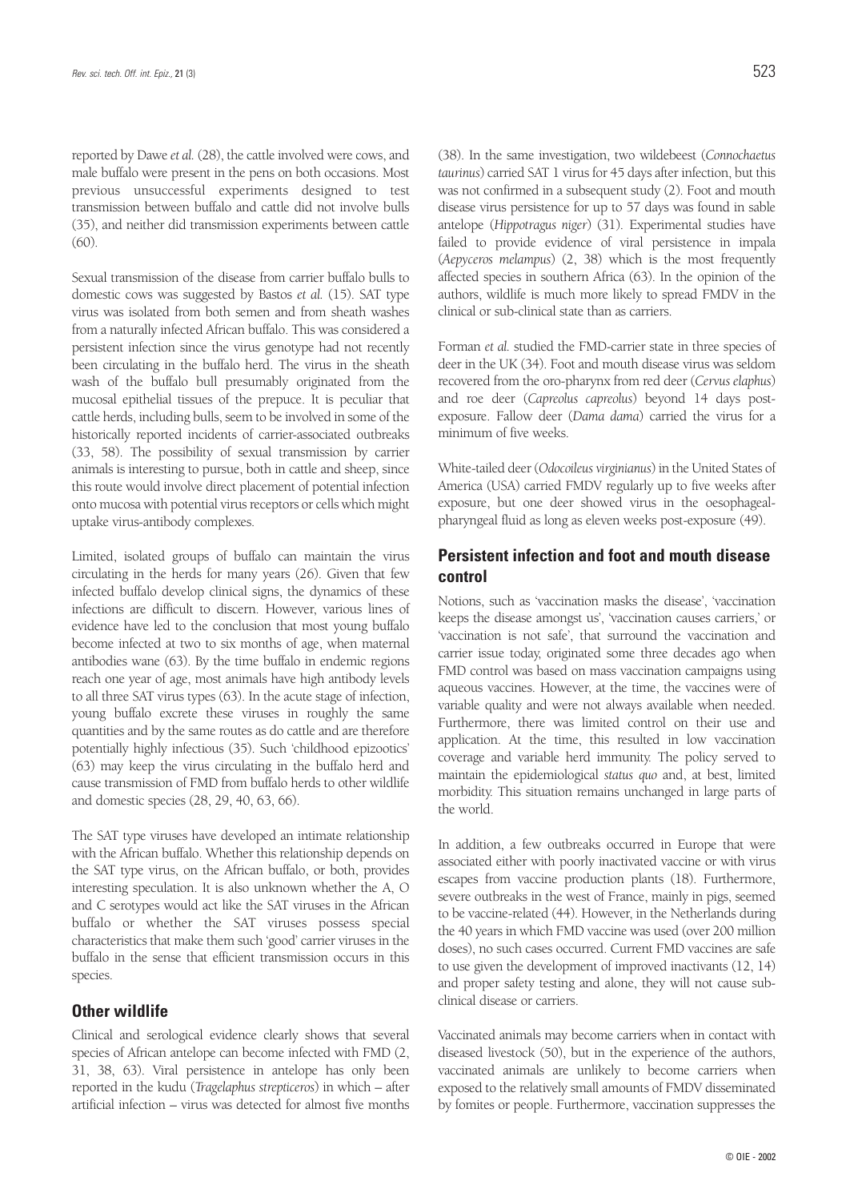reported by Dawe *et al.* (28), the cattle involved were cows, and male buffalo were present in the pens on both occasions. Most previous unsuccessful experiments designed to test transmission between buffalo and cattle did not involve bulls (35), and neither did transmission experiments between cattle (60).

Sexual transmission of the disease from carrier buffalo bulls to domestic cows was suggested by Bastos *et al.* (15). SAT type virus was isolated from both semen and from sheath washes from a naturally infected African buffalo. This was considered a persistent infection since the virus genotype had not recently been circulating in the buffalo herd. The virus in the sheath wash of the buffalo bull presumably originated from the mucosal epithelial tissues of the prepuce. It is peculiar that cattle herds, including bulls, seem to be involved in some of the historically reported incidents of carrier-associated outbreaks (33, 58). The possibility of sexual transmission by carrier animals is interesting to pursue, both in cattle and sheep, since this route would involve direct placement of potential infection onto mucosa with potential virus receptors or cells which might uptake virus-antibody complexes.

Limited, isolated groups of buffalo can maintain the virus circulating in the herds for many years (26). Given that few infected buffalo develop clinical signs, the dynamics of these infections are difficult to discern. However, various lines of evidence have led to the conclusion that most young buffalo become infected at two to six months of age, when maternal antibodies wane (63). By the time buffalo in endemic regions reach one year of age, most animals have high antibody levels to all three SAT virus types (63). In the acute stage of infection, young buffalo excrete these viruses in roughly the same quantities and by the same routes as do cattle and are therefore potentially highly infectious (35). Such 'childhood epizootics' (63) may keep the virus circulating in the buffalo herd and cause transmission of FMD from buffalo herds to other wildlife and domestic species (28, 29, 40, 63, 66).

The SAT type viruses have developed an intimate relationship with the African buffalo. Whether this relationship depends on the SAT type virus, on the African buffalo, or both, provides interesting speculation. It is also unknown whether the A, O and C serotypes would act like the SAT viruses in the African buffalo or whether the SAT viruses possess special characteristics that make them such 'good' carrier viruses in the buffalo in the sense that efficient transmission occurs in this species.

## Other wildlife

Clinical and serological evidence clearly shows that several species of African antelope can become infected with FMD (2, 31, 38, 63). Viral persistence in antelope has only been reported in the kudu (*Tragelaphus strepticeros*) in which – after artificial infection – virus was detected for almost five months (38). In the same investigation, two wildebeest (*Connochaetus taurinus*) carried SAT 1 virus for 45 days after infection, but this was not confirmed in a subsequent study (2). Foot and mouth disease virus persistence for up to 57 days was found in sable antelope (*Hippotragus niger*) (31). Experimental studies have failed to provide evidence of viral persistence in impala (*Aepyceros melampus*) (2, 38) which is the most frequently affected species in southern Africa (63). In the opinion of the authors, wildlife is much more likely to spread FMDV in the clinical or sub-clinical state than as carriers.

Forman *et al.* studied the FMD-carrier state in three species of deer in the UK (34). Foot and mouth disease virus was seldom recovered from the oro-pharynx from red deer (*Cervus elaphus*) and roe deer (*Capreolus capreolus*) beyond 14 days post-exposure. Fallow deer (*Dama dama*) carried the virus for a minimum of five weeks.

White-tailed deer (*Odocoileus virginianus*) in the United States of America (USA) carried FMDV regularly up to five weeks after exposure, but one deer showed virus in the oesophageal-pharyngeal fluid as long as eleven weeks post-exposure (49).

## Persistent infection and foot and mouth disease control

Notions, such as 'vaccination masks the disease', 'vaccination keeps the disease amongst us', 'vaccination causes carriers,' or 'vaccination is not safe', that surround the vaccination and carrier issue today, originated some three decades ago when FMD control was based on mass vaccination campaigns using aqueous vaccines. However, at the time, the vaccines were of variable quality and were not always available when needed. Furthermore, there was limited control on their use and application. At the time, this resulted in low vaccination coverage and variable herd immunity. The policy served to maintain the epidemiological *status quo* and, at best, limited morbidity. This situation remains unchanged in large parts of the world.

In addition, a few outbreaks occurred in Europe that were associated either with poorly inactivated vaccine or with virus escapes from vaccine production plants (18). Furthermore, severe outbreaks in the west of France, mainly in pigs, seemed to be vaccine-related (44). However, in the Netherlands during the 40 years in which FMD vaccine was used (over 200 million doses), no such cases occurred. Current FMD vaccines are safe to use given the development of improved inactivants (12, 14) and proper safety testing and alone, they will not cause sub-clinical disease or carriers.

Vaccinated animals may become carriers when in contact with diseased livestock (50), but in the experience of the authors, vaccinated animals are unlikely to become carriers when exposed to the relatively small amounts of FMDV disseminated by fomites or people. Furthermore, vaccination suppresses the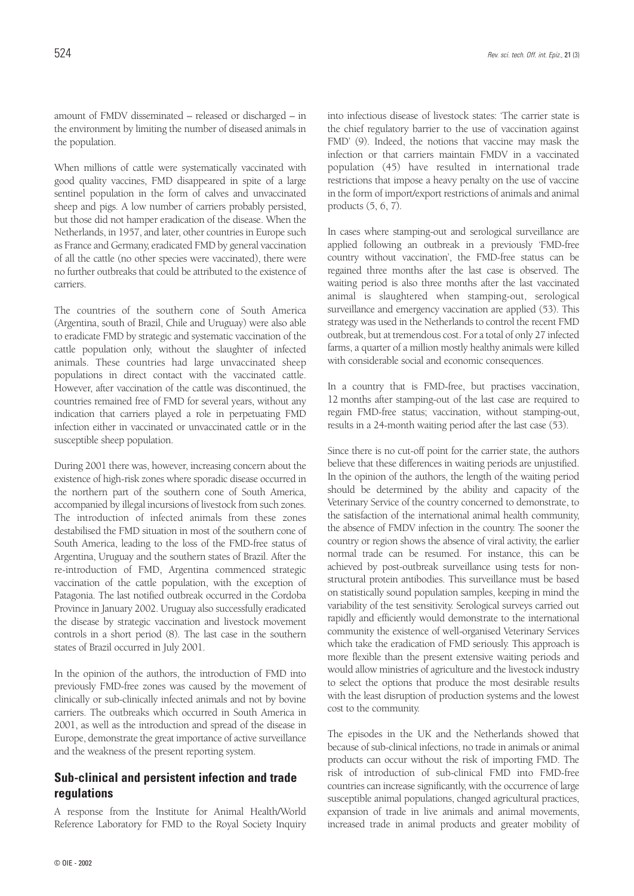amount of FMDV disseminated – released or discharged – in the environment by limiting the number of diseased animals in the population.

When millions of cattle were systematically vaccinated with good quality vaccines, FMD disappeared in spite of a large sentinel population in the form of calves and unvaccinated sheep and pigs. A low number of carriers probably persisted, but those did not hamper eradication of the disease. When the Netherlands, in 1957, and later, other countries in Europe such as France and Germany, eradicated FMD by general vaccination of all the cattle (no other species were vaccinated), there were no further outbreaks that could be attributed to the existence of carriers.

The countries of the southern cone of South America (Argentina, south of Brazil, Chile and Uruguay) were also able to eradicate FMD by strategic and systematic vaccination of the cattle population only, without the slaughter of infected animals. These countries had large unvaccinated sheep populations in direct contact with the vaccinated cattle. However, after vaccination of the cattle was discontinued, the countries remained free of FMD for several years, without any indication that carriers played a role in perpetuating FMD infection either in vaccinated or unvaccinated cattle or in the susceptible sheep population.

During 2001 there was, however, increasing concern about the existence of high-risk zones where sporadic disease occurred in the northern part of the southern cone of South America, accompanied by illegal incursions of livestock from such zones. The introduction of infected animals from these zones destabilised the FMD situation in most of the southern cone of South America, leading to the loss of the FMD-free status of Argentina, Uruguay and the southern states of Brazil. After the re-introduction of FMD, Argentina commenced strategic vaccination of the cattle population, with the exception of Patagonia. The last notified outbreak occurred in the Cordoba Province in January 2002. Uruguay also successfully eradicated the disease by strategic vaccination and livestock movement controls in a short period (8). The last case in the southern states of Brazil occurred in July 2001.

In the opinion of the authors, the introduction of FMD into previously FMD-free zones was caused by the movement of clinically or sub-clinically infected animals and not by bovine carriers. The outbreaks which occurred in South America in 2001, as well as the introduction and spread of the disease in Europe, demonstrate the great importance of active surveillance and the weakness of the present reporting system.

## Sub-clinical and persistent infection and trade regulations

A response from the Institute for Animal Health/World Reference Laboratory for FMD to the Royal Society Inquiry into infectious disease of livestock states: 'The carrier state is the chief regulatory barrier to the use of vaccination against FMD' (9). Indeed, the notions that vaccine may mask the infection or that carriers maintain FMDV in a vaccinated population (45) have resulted in international trade restrictions that impose a heavy penalty on the use of vaccine in the form of import/export restrictions of animals and animal products (5, 6, 7).

In cases where stamping-out and serological surveillance are applied following an outbreak in a previously 'FMD-free country without vaccination', the FMD-free status can be regained three months after the last case is observed. The waiting period is also three months after the last vaccinated animal is slaughtered when stamping-out, serological surveillance and emergency vaccination are applied (53). This strategy was used in the Netherlands to control the recent FMD outbreak, but at tremendous cost. For a total of only 27 infected farms, a quarter of a million mostly healthy animals were killed with considerable social and economic consequences.

In a country that is FMD-free, but practises vaccination, 12 months after stamping-out of the last case are required to regain FMD-free status; vaccination, without stamping-out, results in a 24-month waiting period after the last case (53).

Since there is no cut-off point for the carrier state, the authors believe that these differences in waiting periods are unjustified. In the opinion of the authors, the length of the waiting period should be determined by the ability and capacity of the Veterinary Service of the country concerned to demonstrate, to the satisfaction of the international animal health community, the absence of FMDV infection in the country. The sooner the country or region shows the absence of viral activity, the earlier normal trade can be resumed. For instance, this can be achieved by post-outbreak surveillance using tests for non-structural protein antibodies. This surveillance must be based on statistically sound population samples, keeping in mind the variability of the test sensitivity. Serological surveys carried out rapidly and efficiently would demonstrate to the international community the existence of well-organised Veterinary Services which take the eradication of FMD seriously. This approach is more flexible than the present extensive waiting periods and would allow ministries of agriculture and the livestock industry to select the options that produce the most desirable results with the least disruption of production systems and the lowest cost to the community.

The episodes in the UK and the Netherlands showed that because of sub-clinical infections, no trade in animals or animal products can occur without the risk of importing FMD. The risk of introduction of sub-clinical FMD into FMD-free countries can increase significantly, with the occurrence of large susceptible animal populations, changed agricultural practices, expansion of trade in live animals and animal movements, increased trade in animal products and greater mobility of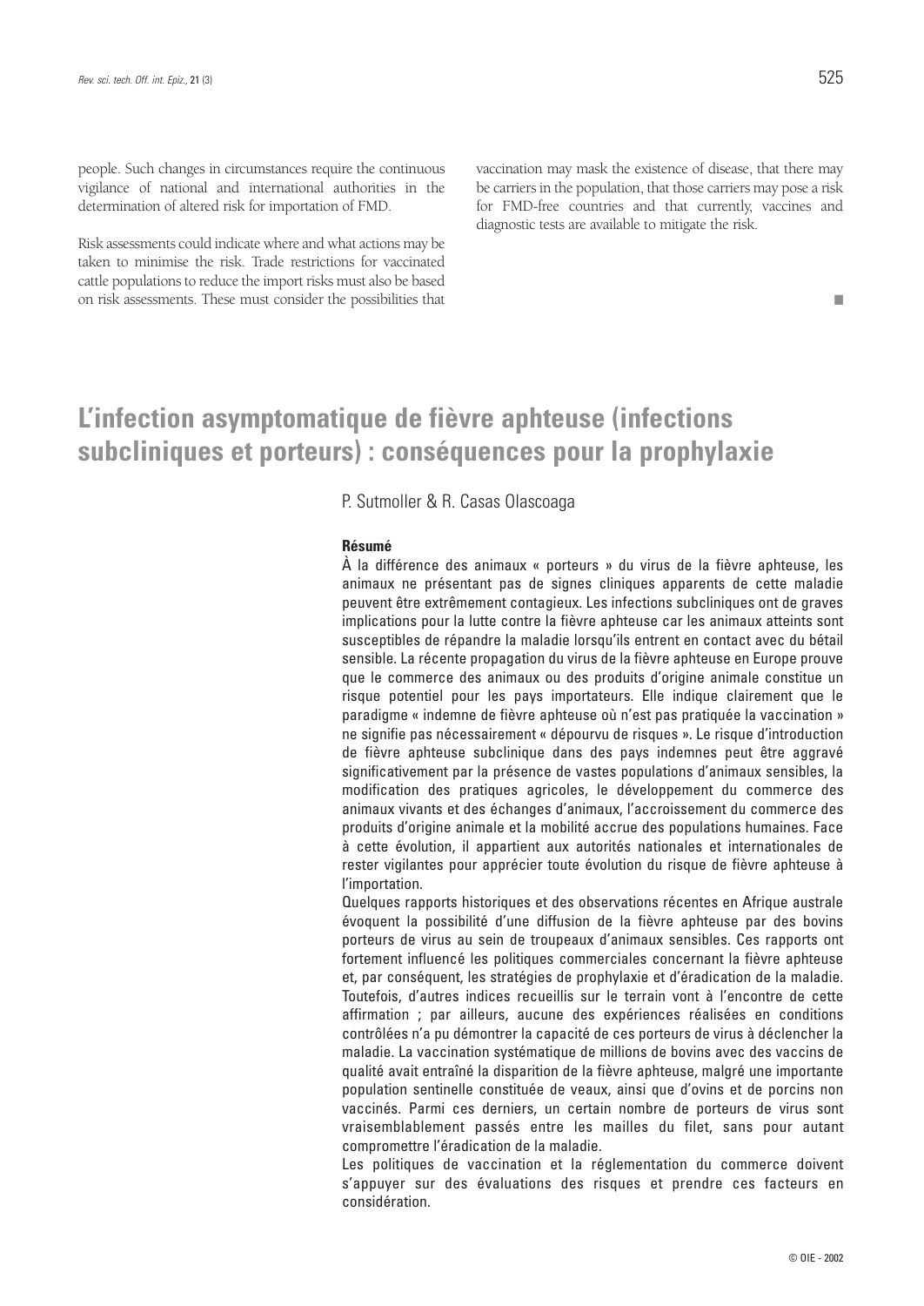people. Such changes in circumstances require the continuous vigilance of national and international authorities in the determination of altered risk for importation of FMD.

Risk assessments could indicate where and what actions may be taken to minimise the risk. Trade restrictions for vaccinated cattle populations to reduce the import risks must also be based on risk assessments. These must consider the possibilities that vaccination may mask the existence of disease, that there may be carriers in the population, that those carriers may pose a risk for FMD-free countries and that currently, vaccines and diagnostic tests are available to mitigate the risk.

■

# L'infection asymptomatique de fièvre aphteuse (infections subcliniques et porteurs) : conséquences pour la prophylaxie

P. Sutmoller & R. Casas Olascoaga

**Résumé**

À la différence des animaux « porteurs » du virus de la fièvre aphteuse, les animaux ne présentant pas de signes cliniques apparents de cette maladie peuvent être extrêmement contagieux. Les infections subcliniques ont de graves implications pour la lutte contre la fièvre aphteuse car les animaux atteints sont susceptibles de répandre la maladie lorsqu'ils entrent en contact avec du bétail sensible. La récente propagation du virus de la fièvre aphteuse en Europe prouve que le commerce des animaux ou des produits d'origine animale constitue un risque potentiel pour les pays importateurs. Elle indique clairement que le paradigme « indemne de fièvre aphteuse où n'est pas pratiquée la vaccination » ne signifie pas nécessairement « dépourvu de risques ». Le risque d'introduction de fièvre aphteuse subclinique dans des pays indemnes peut être aggravé significativement par la présence de vastes populations d'animaux sensibles, la modification des pratiques agricoles, le développement du commerce des animaux vivants et des échanges d'animaux, l'accroissement du commerce des produits d'origine animale et la mobilité accrue des populations humaines. Face à cette évolution, il appartient aux autorités nationales et internationales de rester vigilantes pour apprécier toute évolution du risque de fièvre aphteuse à l'importation.

Quelques rapports historiques et des observations récentes en Afrique australe évoquent la possibilité d'une diffusion de la fièvre aphteuse par des bovins porteurs de virus au sein de troupeaux d'animaux sensibles. Ces rapports ont fortement influencé les politiques commerciales concernant la fièvre aphteuse et, par conséquent, les stratégies de prophylaxie et d'éradication de la maladie. Toutefois, d'autres indices recueillis sur le terrain vont à l'encontre de cette affirmation ; par ailleurs, aucune des expériences réalisées en conditions contrôlées n'a pu démontrer la capacité de ces porteurs de virus à déclencher la maladie. La vaccination systématique de millions de bovins avec des vaccins de qualité avait entraîné la disparition de la fièvre aphteuse, malgré une importante population sentinelle constituée de veaux, ainsi que d'ovins et de porcins non vaccinés. Parmi ces derniers, un certain nombre de porteurs de virus sont vraisemblablement passés entre les mailles du filet, sans pour autant compromettre l'éradication de la maladie.

Les politiques de vaccination et la réglementation du commerce doivent s'appuyer sur des évaluations des risques et prendre ces facteurs en considération.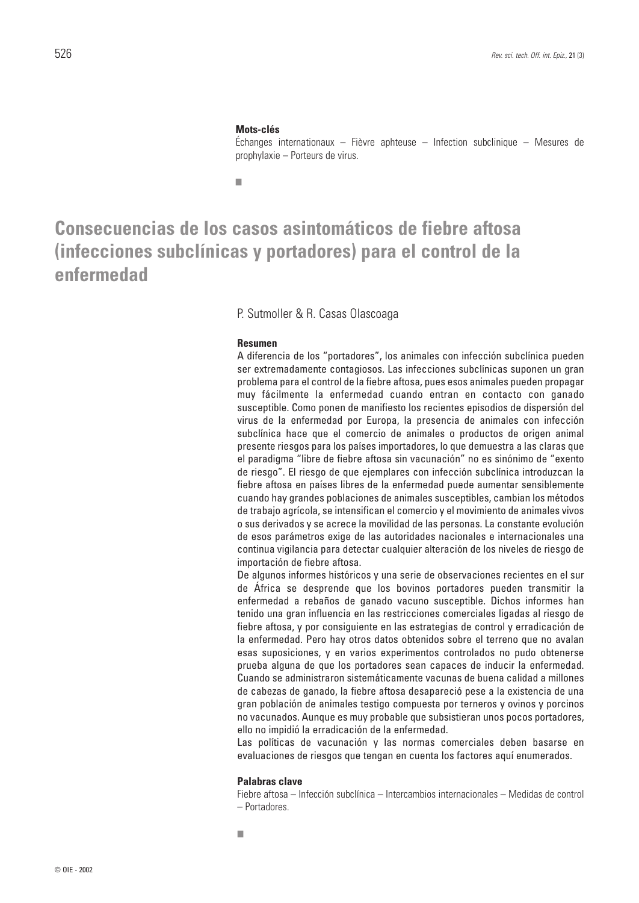**Mots-clés**

Échanges internationaux – Fièvre aphteuse – Infection subclinique – Mesures de prophylaxie – Porteurs de virus.

■

# Consecuencias de los casos asintomáticos de fiebre aftosa (infecciones subclínicas y portadores) para el control de la enfermedad

P. Sutmoller & R. Casas Olascoaga

**Resumen**

A diferencia de los "portadores", los animales con infección subclínica pueden ser extremadamente contagiosos. Las infecciones subclínicas suponen un gran problema para el control de la fiebre aftosa, pues esos animales pueden propagar muy fácilmente la enfermedad cuando entran en contacto con ganado susceptible. Como ponen de manifiesto los recientes episodios de dispersión del virus de la enfermedad por Europa, la presencia de animales con infección subclínica hace que el comercio de animales o productos de origen animal presente riesgos para los países importadores, lo que demuestra a las claras que el paradigma "libre de fiebre aftosa sin vacunación" no es sinónimo de "exento de riesgo". El riesgo de que ejemplares con infección subclínica introduzcan la fiebre aftosa en países libres de la enfermedad puede aumentar sensiblemente cuando hay grandes poblaciones de animales susceptibles, cambian los métodos de trabajo agrícola, se intensifican el comercio y el movimiento de animales vivos o sus derivados y se acrece la movilidad de las personas. La constante evolución de esos parámetros exige de las autoridades nacionales e internacionales una continua vigilancia para detectar cualquier alteración de los niveles de riesgo de importación de fiebre aftosa.

De algunos informes históricos y una serie de observaciones recientes en el sur de África se desprende que los bovinos portadores pueden transmitir la enfermedad a rebaños de ganado vacuno susceptible. Dichos informes han tenido una gran influencia en las restricciones comerciales ligadas al riesgo de fiebre aftosa, y por consiguiente en las estrategias de control y erradicación de la enfermedad. Pero hay otros datos obtenidos sobre el terreno que no avalan esas suposiciones, y en varios experimentos controlados no pudo obtenerse prueba alguna de que los portadores sean capaces de inducir la enfermedad. Cuando se administraron sistemáticamente vacunas de buena calidad a millones de cabezas de ganado, la fiebre aftosa desapareció pese a la existencia de una gran población de animales testigo compuesta por terneros y ovinos y porcinos no vacunados. Aunque es muy probable que subsistieran unos pocos portadores, ello no impidió la erradicación de la enfermedad.

Las políticas de vacunación y las normas comerciales deben basarse en evaluaciones de riesgos que tengan en cuenta los factores aquí enumerados.

**Palabras clave**

Fiebre aftosa – Infección subclínica – Intercambios internacionales – Medidas de control – Portadores.

■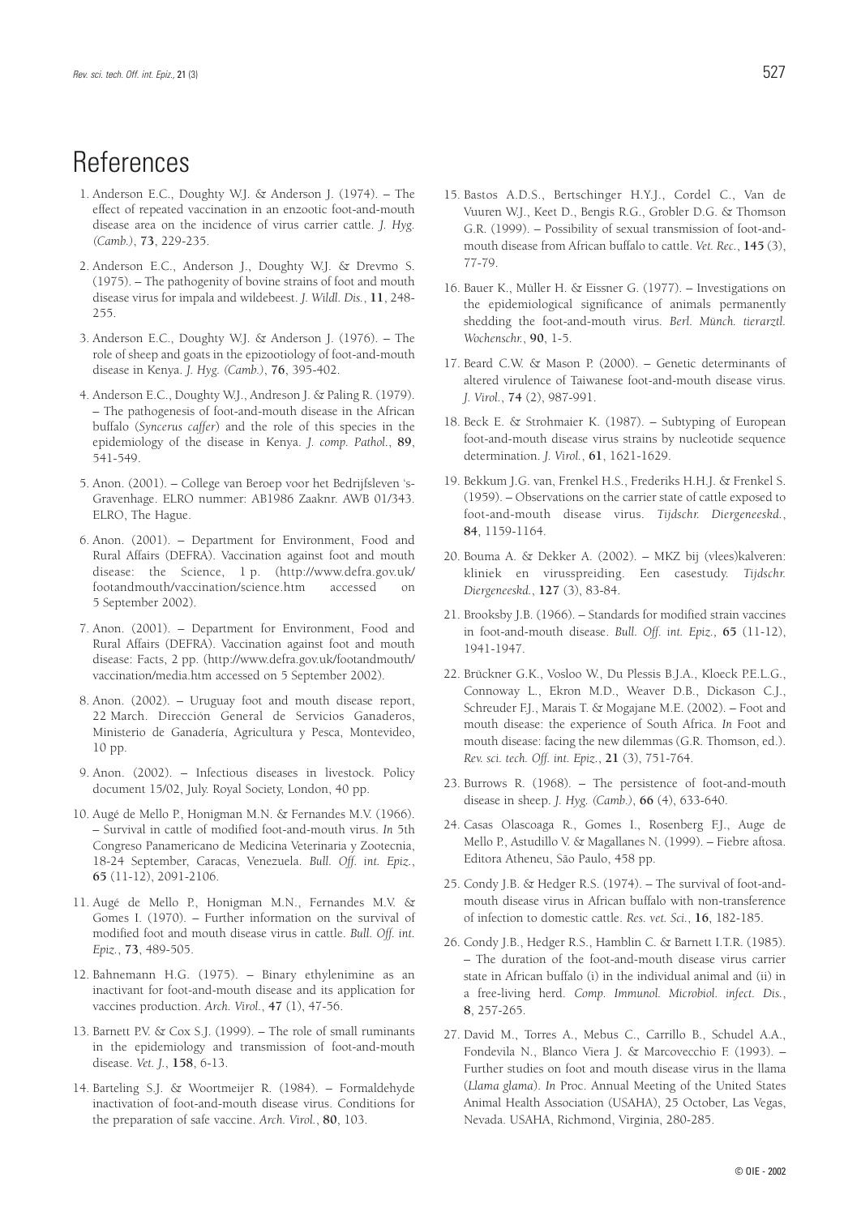# References

1. Anderson E.C., Doughty W.J. & Anderson J. (1974). – The effect of repeated vaccination in an enzootic foot-and-mouth disease area on the incidence of virus carrier cattle. *J. Hyg. (Camb.)*, **73**, 229-235.

2. Anderson E.C., Anderson J., Doughty W.J. & Drevmo S. (1975). – The pathogenity of bovine strains of foot and mouth disease virus for impala and wildebeest. *J. Wildl. Dis.*, **11**, 248-255.

3. Anderson E.C., Doughty W.J. & Anderson J. (1976). – The role of sheep and goats in the epizootiology of foot-and-mouth disease in Kenya. *J. Hyg. (Camb.)*, **76**, 395-402.

4. Anderson E.C., Doughty W.J., Andreson J. & Paling R. (1979). – The pathogenesis of foot-and-mouth disease in the African buffalo (*Syncerus caffer*) and the role of this species in the epidemiology of the disease in Kenya. *J. comp. Pathol.*, **89**, 541-549.

5. Anon. (2001). – College van Beroep voor het Bedrijfsleven 's-Gravenhage. ELRO nummer: AB1986 Zaaknr. AWB 01/343. ELRO, The Hague.

6. Anon. (2001). – Department for Environment, Food and Rural Affairs (DEFRA). Vaccination against foot and mouth disease: the Science, 1 p. (http://www.defra.gov.uk/footandmouth/vaccination/science.htm accessed on 5 September 2002).

7. Anon. (2001). – Department for Environment, Food and Rural Affairs (DEFRA). Vaccination against foot and mouth disease: Facts, 2 pp. (http://www.defra.gov.uk/footandmouth/vaccination/media.htm accessed on 5 September 2002).

8. Anon. (2002). – Uruguay foot and mouth disease report, 22 March. Dirección General de Servicios Ganaderos, Ministerio de Ganadería, Agricultura y Pesca, Montevideo, 10 pp.

9. Anon. (2002). – Infectious diseases in livestock. Policy document 15/02, July. Royal Society, London, 40 pp.

10. Augé de Mello P., Honigman M.N. & Fernandes M.V. (1966). – Survival in cattle of modified foot-and-mouth virus. *In* 5th Congreso Panamericano de Medicina Veterinaria y Zootecnia, 18-24 September, Caracas, Venezuela. *Bull. Off. int. Epiz.*, **65** (11-12), 2091-2106.

11. Augé de Mello P., Honigman M.N., Fernandes M.V. & Gomes I. (1970). – Further information on the survival of modified foot and mouth disease virus in cattle. *Bull. Off. int. Epiz.*, **73**, 489-505.

12. Bahnemann H.G. (1975). – Binary ethylenimine as an inactivant for foot-and-mouth disease and its application for vaccines production. *Arch. Virol.*, **47** (1), 47-56.

13. Barnett P.V. & Cox S.J. (1999). – The role of small ruminants in the epidemiology and transmission of foot-and-mouth disease. *Vet. J.*, **158**, 6-13.

14. Barteling S.J. & Woortmeijer R. (1984). – Formaldehyde inactivation of foot-and-mouth disease virus. Conditions for the preparation of safe vaccine. *Arch. Virol.*, **80**, 103.

15. Bastos A.D.S., Bertschinger H.Y.J., Cordel C., Van de Vuuren W.J., Keet D., Bengis R.G., Grobler D.G. & Thomson G.R. (1999). – Possibility of sexual transmission of foot-and-mouth disease from African buffalo to cattle. *Vet. Rec.*, **145** (3), 77-79.

16. Bauer K., Müller H. & Eissner G. (1977). – Investigations on the epidemiological significance of animals permanently shedding the foot-and-mouth virus. *Berl. Münch. tierarztl. Wochenschr.*, **90**, 1-5.

17. Beard C.W. & Mason P. (2000). – Genetic determinants of altered virulence of Taiwanese foot-and-mouth disease virus. *J. Virol.*, **74** (2), 987-991.

18. Beck E. & Strohmaier K. (1987). – Subtyping of European foot-and-mouth disease virus strains by nucleotide sequence determination. *J. Virol.*, **61**, 1621-1629.

19. Bekkum J.G. van, Frenkel H.S., Frederiks H.H.J. & Frenkel S. (1959). – Observations on the carrier state of cattle exposed to foot-and-mouth disease virus. *Tijdschr. Diergeneeskd.*, **84**, 1159-1164.

20. Bouma A. & Dekker A. (2002). – MKZ bij (vlees)kalveren: kliniek en virusspreiding. Een casestudy. *Tijdschr. Diergeneeskd.*, **127** (3), 83-84.

21. Brooksby J.B. (1966). – Standards for modified strain vaccines in foot-and-mouth disease. *Bull. Off. int. Epiz.*, **65** (11-12), 1941-1947.

22. Brückner G.K., Vosloo W., Du Plessis B.J.A., Kloeck P.E.L.G., Connoway L., Ekron M.D., Weaver D.B., Dickason C.J., Schreuder F.J., Marais T. & Mogajane M.E. (2002). – Foot and mouth disease: the experience of South Africa. *In* Foot and mouth disease: facing the new dilemmas (G.R. Thomson, ed.). *Rev. sci. tech. Off. int. Epiz.*, **21** (3), 751-764.

23. Burrows R. (1968). – The persistence of foot-and-mouth disease in sheep. *J. Hyg. (Camb.)*, **66** (4), 633-640.

24. Casas Olascoaga R., Gomes I., Rosenberg F.J., Auge de Mello P., Astudillo V. & Magallanes N. (1999). – Fiebre aftosa. Editora Atheneu, São Paulo, 458 pp.

25. Condy J.B. & Hedger R.S. (1974). – The survival of foot-and-mouth disease virus in African buffalo with non-transference of infection to domestic cattle. *Res. vet. Sci.*, **16**, 182-185.

26. Condy J.B., Hedger R.S., Hamblin C. & Barnett I.T.R. (1985). – The duration of the foot-and-mouth disease virus carrier state in African buffalo (i) in the individual animal and (ii) in a free-living herd. *Comp. Immunol. Microbiol. infect. Dis.*, **8**, 257-265.

27. David M., Torres A., Mebus C., Carrillo B., Schudel A.A., Fondevila N., Blanco Viera J. & Marcovecchio F. (1993). – Further studies on foot and mouth disease virus in the llama (*Llama glama*). *In* Proc. Annual Meeting of the United States Animal Health Association (USAHA), 25 October, Las Vegas, Nevada. USAHA, Richmond, Virginia, 280-285.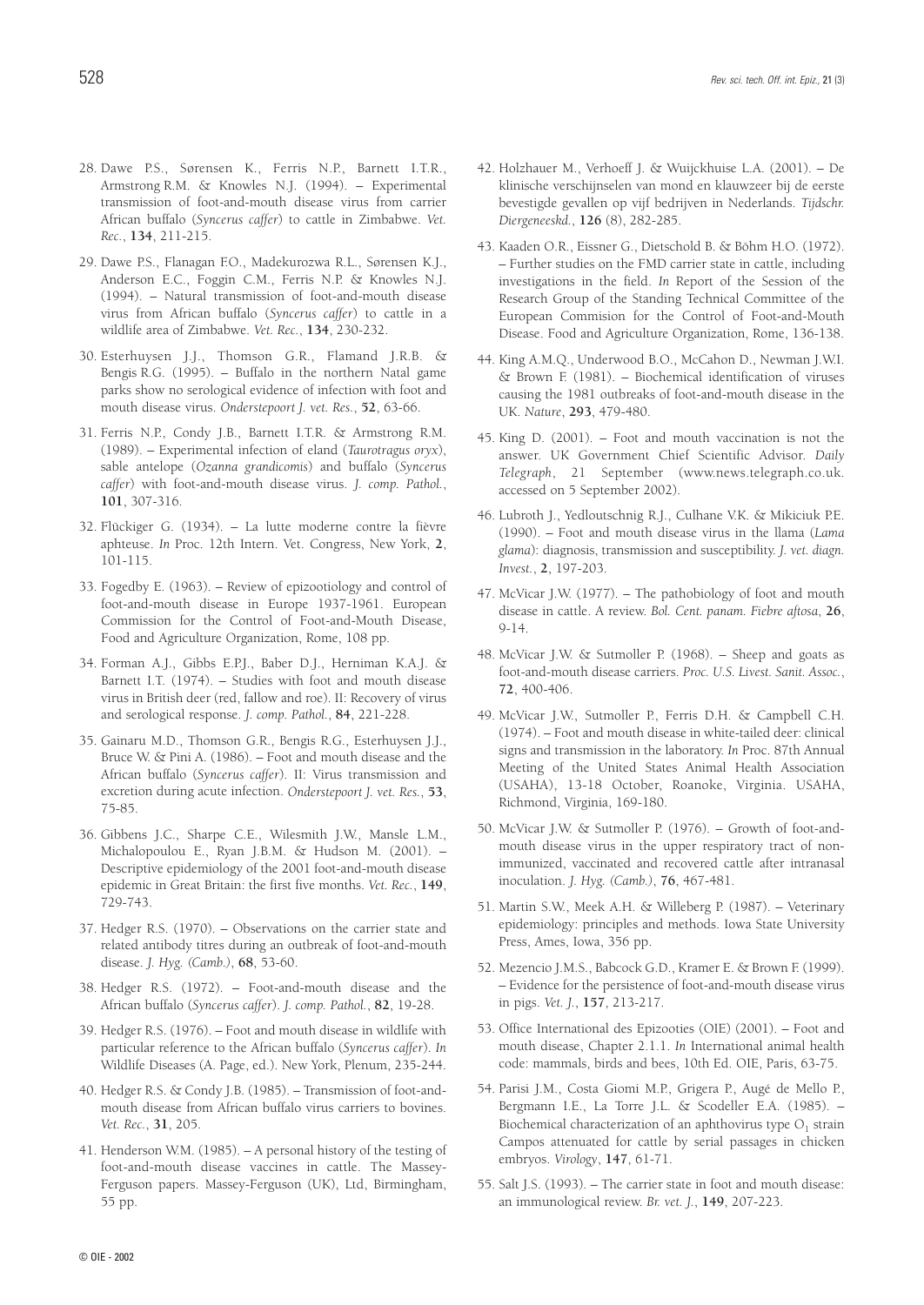28. Dawe P.S., Sørensen K., Ferris N.P., Barnett I.T.R., Armstrong R.M. & Knowles N.J. (1994). – Experimental transmission of foot-and-mouth disease virus from carrier African buffalo (*Syncerus caffer*) to cattle in Zimbabwe. *Vet. Rec.*, **134**, 211-215.

29. Dawe P.S., Flanagan F.O., Madekurozwa R.L., Sørensen K.J., Anderson E.C., Foggin C.M., Ferris N.P. & Knowles N.J. (1994). – Natural transmission of foot-and-mouth disease virus from African buffalo (*Syncerus caffer*) to cattle in a wildlife area of Zimbabwe. *Vet. Rec.*, **134**, 230-232.

30. Esterhuysen J.J., Thomson G.R., Flamand J.R.B. & Bengis R.G. (1995). – Buffalo in the northern Natal game parks show no serological evidence of infection with foot and mouth disease virus. *Onderstepoort J. vet. Res.*, **52**, 63-66.

31. Ferris N.P., Condy J.B., Barnett I.T.R. & Armstrong R.M. (1989). – Experimental infection of eland (*Taurotragus oryx*), sable antelope (*Ozanna grandicomis*) and buffalo (*Syncerus caffer*) with foot-and-mouth disease virus. *J. comp. Pathol.*, **101**, 307-316.

32. Flückiger G. (1934). – La lutte moderne contre la fièvre aphteuse. *In* Proc. 12th Intern. Vet. Congress, New York, **2**, 101-115.

33. Fogedby E. (1963). – Review of epizootiology and control of foot-and-mouth disease in Europe 1937-1961. European Commission for the Control of Foot-and-Mouth Disease, Food and Agriculture Organization, Rome, 108 pp.

34. Forman A.J., Gibbs E.P.J., Baber D.J., Herniman K.A.J. & Barnett I.T. (1974). – Studies with foot and mouth disease virus in British deer (red, fallow and roe). II: Recovery of virus and serological response. *J. comp. Pathol.*, **84**, 221-228.

35. Gainaru M.D., Thomson G.R., Bengis R.G., Esterhuysen J.J., Bruce W. & Pini A. (1986). – Foot and mouth disease and the African buffalo (*Syncerus caffer*). II: Virus transmission and excretion during acute infection. *Onderstepoort J. vet. Res.*, **53**, 75-85.

36. Gibbens J.C., Sharpe C.E., Wilesmith J.W., Mansle L.M., Michalopoulou E., Ryan J.B.M. & Hudson M. (2001). – Descriptive epidemiology of the 2001 foot-and-mouth disease epidemic in Great Britain: the first five months. *Vet. Rec.*, **149**, 729-743.

37. Hedger R.S. (1970). – Observations on the carrier state and related antibody titres during an outbreak of foot-and-mouth disease. *J. Hyg. (Camb.)*, **68**, 53-60.

38. Hedger R.S. (1972). – Foot-and-mouth disease and the African buffalo (*Syncerus caffer*). *J. comp. Pathol.*, **82**, 19-28.

39. Hedger R.S. (1976). – Foot and mouth disease in wildlife with particular reference to the African buffalo (*Syncerus caffer*). *In* Wildlife Diseases (A. Page, ed.). New York, Plenum, 235-244.

40. Hedger R.S. & Condy J.B. (1985). – Transmission of foot-and-mouth disease from African buffalo virus carriers to bovines. *Vet. Rec.*, **31**, 205.

41. Henderson W.M. (1985). – A personal history of the testing of foot-and-mouth disease vaccines in cattle. The Massey-Ferguson papers. Massey-Ferguson (UK), Ltd, Birmingham, 55 pp.

42. Holzhauer M., Verhoeff J. & Wuijckhuise L.A. (2001). – De klinische verschijnselen van mond en klauwzeer bij de eerste bevestigde gevallen op vijf bedrijven in Nederlands. *Tijdschr. Diergeneeskd.*, **126** (8), 282-285.

43. Kaaden O.R., Eissner G., Dietschold B. & Böhm H.O. (1972). – Further studies on the FMD carrier state in cattle, including investigations in the field. *In* Report of the Session of the Research Group of the Standing Technical Committee of the European Commision for the Control of Foot-and-Mouth Disease. Food and Agriculture Organization, Rome, 136-138.

44. King A.M.Q., Underwood B.O., McCahon D., Newman J.W.I. & Brown F. (1981). – Biochemical identification of viruses causing the 1981 outbreaks of foot-and-mouth disease in the UK. *Nature*, **293**, 479-480.

45. King D. (2001). – Foot and mouth vaccination is not the answer. UK Government Chief Scientific Advisor. *Daily Telegraph*, 21 September (www.news.telegraph.co.uk. accessed on 5 September 2002).

46. Lubroth J., Yedloutschnig R.J., Culhane V.K. & Mikiciuk P.E. (1990). – Foot and mouth disease virus in the llama (*Lama glama*): diagnosis, transmission and susceptibility. *J. vet. diagn. Invest.*, **2**, 197-203.

47. McVicar J.W. (1977). – The pathobiology of foot and mouth disease in cattle. A review. *Bol. Cent. panam. Fiebre aftosa*, **26**, 9-14.

48. McVicar J.W. & Sutmoller P. (1968). – Sheep and goats as foot-and-mouth disease carriers. *Proc. U.S. Livest. Sanit. Assoc.*, **72**, 400-406.

49. McVicar J.W., Sutmoller P., Ferris D.H. & Campbell C.H. (1974). – Foot and mouth disease in white-tailed deer: clinical signs and transmission in the laboratory. *In* Proc. 87th Annual Meeting of the United States Animal Health Association (USAHA), 13-18 October, Roanoke, Virginia. USAHA, Richmond, Virginia, 169-180.

50. McVicar J.W. & Sutmoller P. (1976). – Growth of foot-and-mouth disease virus in the upper respiratory tract of non-immunized, vaccinated and recovered cattle after intranasal inoculation. *J. Hyg. (Camb.)*, **76**, 467-481.

51. Martin S.W., Meek A.H. & Willeberg P. (1987). – Veterinary epidemiology: principles and methods. Iowa State University Press, Ames, Iowa, 356 pp.

52. Mezencio J.M.S., Babcock G.D., Kramer E. & Brown F. (1999). – Evidence for the persistence of foot-and-mouth disease virus in pigs. *Vet. J.*, **157**, 213-217.

53. Office International des Epizooties (OIE) (2001). – Foot and mouth disease, Chapter 2.1.1. *In* International animal health code: mammals, birds and bees, 10th Ed. OIE, Paris, 63-75.

54. Parisi J.M., Costa Giomi M.P., Grigera P., Augé de Mello P., Bergmann I.E., La Torre J.L. & Scodeller E.A. (1985). – Biochemical characterization of an aphthovirus type $O_1$ strain Campos attenuated for cattle by serial passages in chicken embryos. *Virology*, **147**, 61-71.

55. Salt J.S. (1993). – The carrier state in foot and mouth disease: an immunological review. *Br. vet. J.*, **149**, 207-223.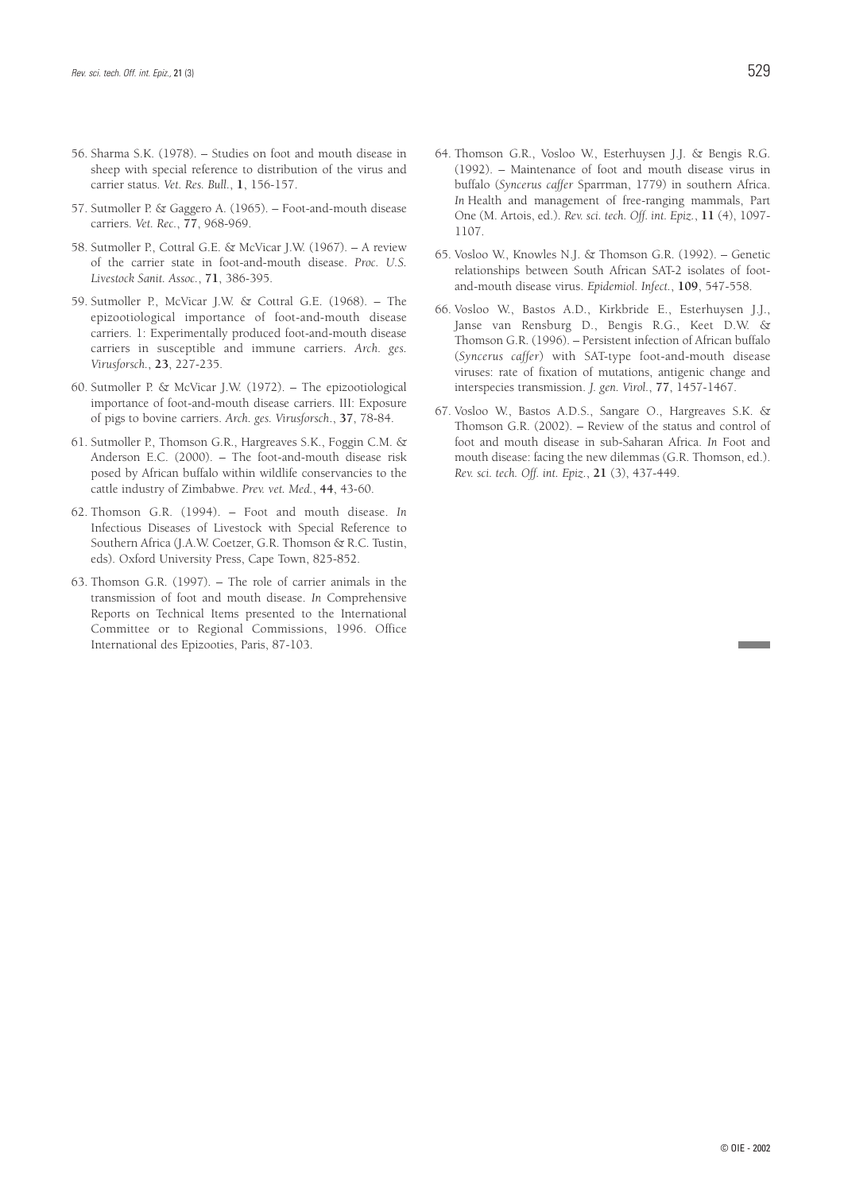56. Sharma S.K. (1978). – Studies on foot and mouth disease in sheep with special reference to distribution of the virus and carrier status. *Vet. Res. Bull.*, **1**, 156-157.

57. Sutmoller P. & Gaggero A. (1965). – Foot-and-mouth disease carriers. *Vet. Rec.*, **77**, 968-969.

58. Sutmoller P., Cottral G.E. & McVicar J.W. (1967). – A review of the carrier state in foot-and-mouth disease. *Proc. U.S. Livestock Sanit. Assoc.*, **71**, 386-395.

59. Sutmoller P., McVicar J.W. & Cottral G.E. (1968). – The epizootiological importance of foot-and-mouth disease carriers. 1: Experimentally produced foot-and-mouth disease carriers in susceptible and immune carriers. *Arch. ges. Virusforsch.*, **23**, 227-235.

60. Sutmoller P. & McVicar J.W. (1972). – The epizootiological importance of foot-and-mouth disease carriers. III: Exposure of pigs to bovine carriers. *Arch. ges. Virusforsch.*, **37**, 78-84.

61. Sutmoller P., Thomson G.R., Hargreaves S.K., Foggin C.M. & Anderson E.C. (2000). – The foot-and-mouth disease risk posed by African buffalo within wildlife conservancies to the cattle industry of Zimbabwe. *Prev. vet. Med.*, **44**, 43-60.

62. Thomson G.R. (1994). – Foot and mouth disease. *In* Infectious Diseases of Livestock with Special Reference to Southern Africa (J.A.W. Coetzer, G.R. Thomson & R.C. Tustin, eds). Oxford University Press, Cape Town, 825-852.

63. Thomson G.R. (1997). – The role of carrier animals in the transmission of foot and mouth disease. *In* Comprehensive Reports on Technical Items presented to the International Committee or to Regional Commissions, 1996. Office International des Epizooties, Paris, 87-103.

64. Thomson G.R., Vosloo W., Esterhuysen J.J. & Bengis R.G. (1992). – Maintenance of foot and mouth disease virus in buffalo (*Syncerus caffer* Sparrman, 1779) in southern Africa. *In* Health and management of free-ranging mammals, Part One (M. Artois, ed.). *Rev. sci. tech. Off. int. Epiz.*, **11** (4), 1097-1107.

65. Vosloo W., Knowles N.J. & Thomson G.R. (1992). – Genetic relationships between South African SAT-2 isolates of foot-and-mouth disease virus. *Epidemiol. Infect.*, **109**, 547-558.

66. Vosloo W., Bastos A.D., Kirkbride E., Esterhuysen J.J., Janse van Rensburg D., Bengis R.G., Keet D.W. & Thomson G.R. (1996). – Persistent infection of African buffalo (*Syncerus caffer*) with SAT-type foot-and-mouth disease viruses: rate of fixation of mutations, antigenic change and interspecies transmission. *J. gen. Virol.*, **77**, 1457-1467.

67. Vosloo W., Bastos A.D.S., Sangare O., Hargreaves S.K. & Thomson G.R. (2002). – Review of the status and control of foot and mouth disease in sub-Saharan Africa. *In* Foot and mouth disease: facing the new dilemmas (G.R. Thomson, ed.). *Rev. sci. tech. Off. int. Epiz.*, **21** (3), 437-449.